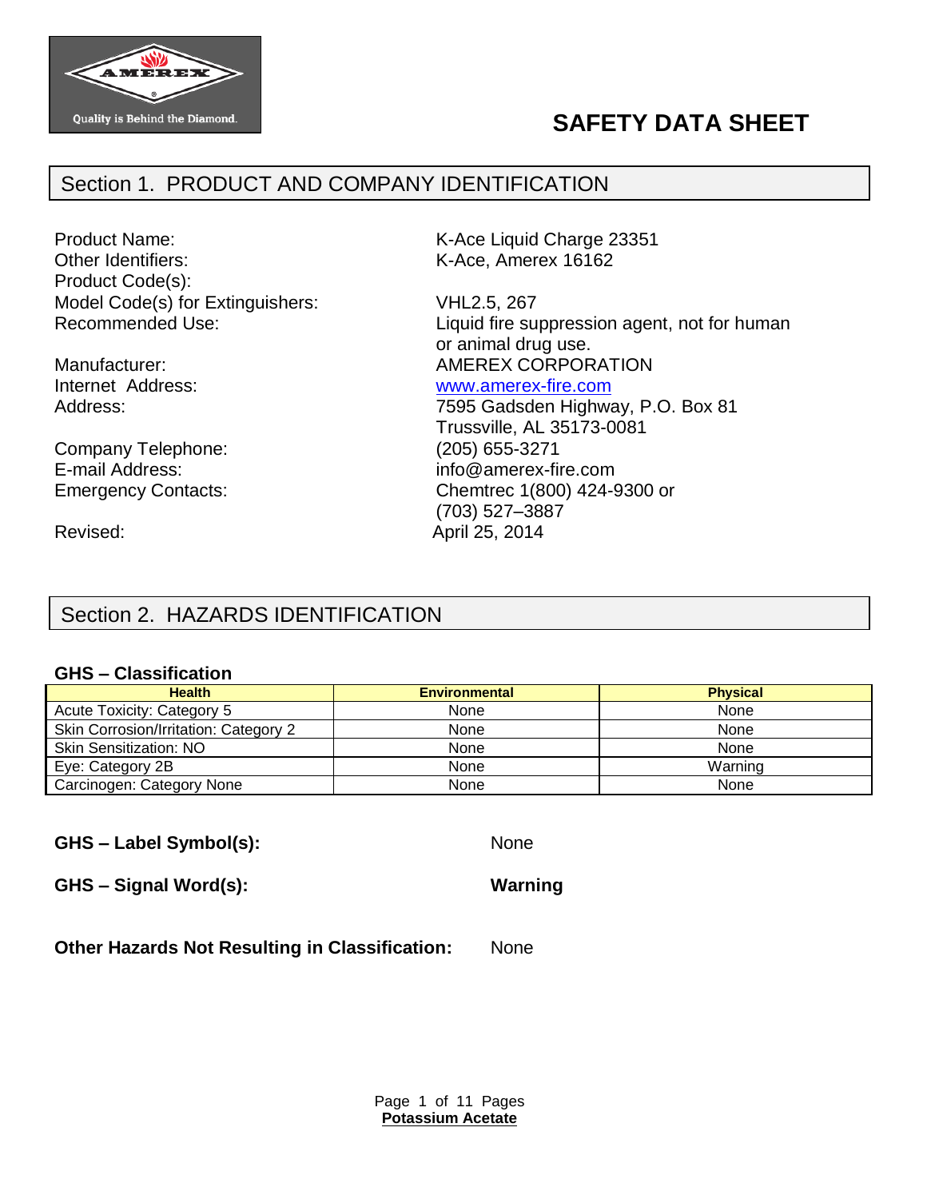# SAFETY DATA SHEET

## Section 1. PRODUCT AND COMPANY IDENTIFICATION

Product Name: K-Ace Liquid Charge 23351
Other Identifiers: K-Ace, Amerex 16162
Product Code(s):
Model Code(s) for Extinguishers: VHL2.5, 267
Recommended Use: Liquid fire suppression agent, not for human or animal drug use.
Manufacturer: AMEREX CORPORATION
Internet Address: www.amerex-fire.com
Address: 7595 Gadsden Highway, P.O. Box 81
Trussville, AL 35173-0081
Company Telephone: (205) 655-3271
E-mail Address: info@amerex-fire.com
Emergency Contacts: Chemtrec 1(800) 424-9300 or (703) 527–3887
Revised: April 25, 2014

## Section 2. HAZARDS IDENTIFICATION

### GHS – Classification

| Health | Environmental | Physical |
|---|---|---|
| Acute Toxicity: Category 5 | None | None |
| Skin Corrosion/Irritation: Category 2 | None | None |
| Skin Sensitization: NO | None | None |
| Eye: Category 2B | None | Warning |
| Carcinogen: Category None | None | None |

**GHS – Label Symbol(s):** None

**GHS – Signal Word(s):** **Warning**

**Other Hazards Not Resulting in Classification:** None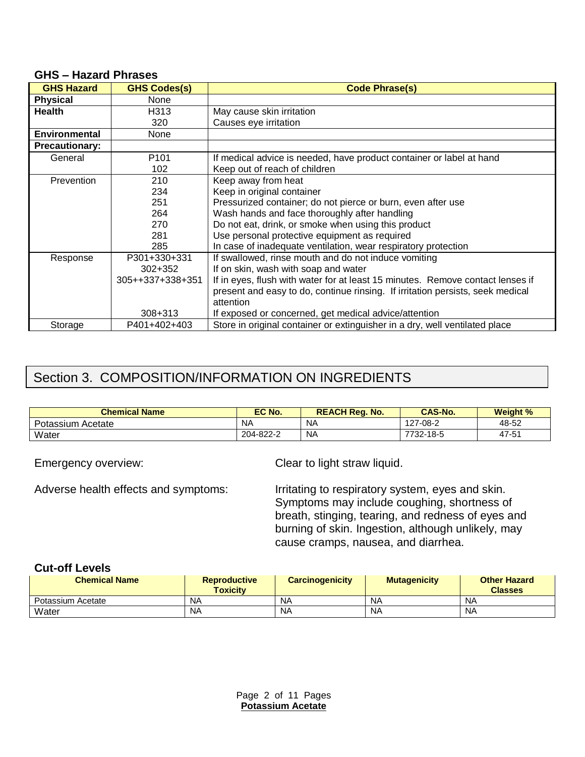### GHS – Hazard Phrases

| GHS Hazard | GHS Codes(s) | Code Phrase(s) |
|---|---|---|
| **Physical** | None | |
| **Health** | H313<br>320 | May cause skin irritation<br>Causes eye irritation |
| **Environmental** | None | |
| **Precautionary:** | | |
| General | P101<br>102 | If medical advice is needed, have product container or label at hand<br>Keep out of reach of children |
| Prevention | 210<br>234<br>251<br>264<br>270<br>281<br>285 | Keep away from heat<br>Keep in original container<br>Pressurized container; do not pierce or burn, even after use<br>Wash hands and face thoroughly after handling<br>Do not eat, drink, or smoke when using this product<br>Use personal protective equipment as required<br>In case of inadequate ventilation, wear respiratory protection |
| Response | P301+330+331<br>302+352<br>305++337+338+351<br><br><br>308+313 | If swallowed, rinse mouth and do not induce vomiting<br>If on skin, wash with soap and water<br>If in eyes, flush with water for at least 15 minutes. Remove contact lenses if present and easy to do, continue rinsing. If irritation persists, seek medical attention<br>If exposed or concerned, get medical advice/attention |
| Storage | P401+402+403 | Store in original container or extinguisher in a dry, well ventilated place |

## Section 3. COMPOSITION/INFORMATION ON INGREDIENTS

| Chemical Name | EC No. | REACH Reg. No. | CAS-No. | Weight % |
|---|---|---|---|---|
| Potassium Acetate | NA | NA | 127-08-2 | 48-52 |
| Water | 204-822-2 | NA | 7732-18-5 | 47-51 |

Emergency overview: Clear to light straw liquid.

Adverse health effects and symptoms: Irritating to respiratory system, eyes and skin. Symptoms may include coughing, shortness of breath, stinging, tearing, and redness of eyes and burning of skin. Ingestion, although unlikely, may cause cramps, nausea, and diarrhea.

### Cut-off Levels

| Chemical Name | Reproductive Toxicity | Carcinogenicity | Mutagenicity | Other Hazard Classes |
|---|---|---|---|---|
| Potassium Acetate | NA | NA | NA | NA |
| Water | NA | NA | NA | NA |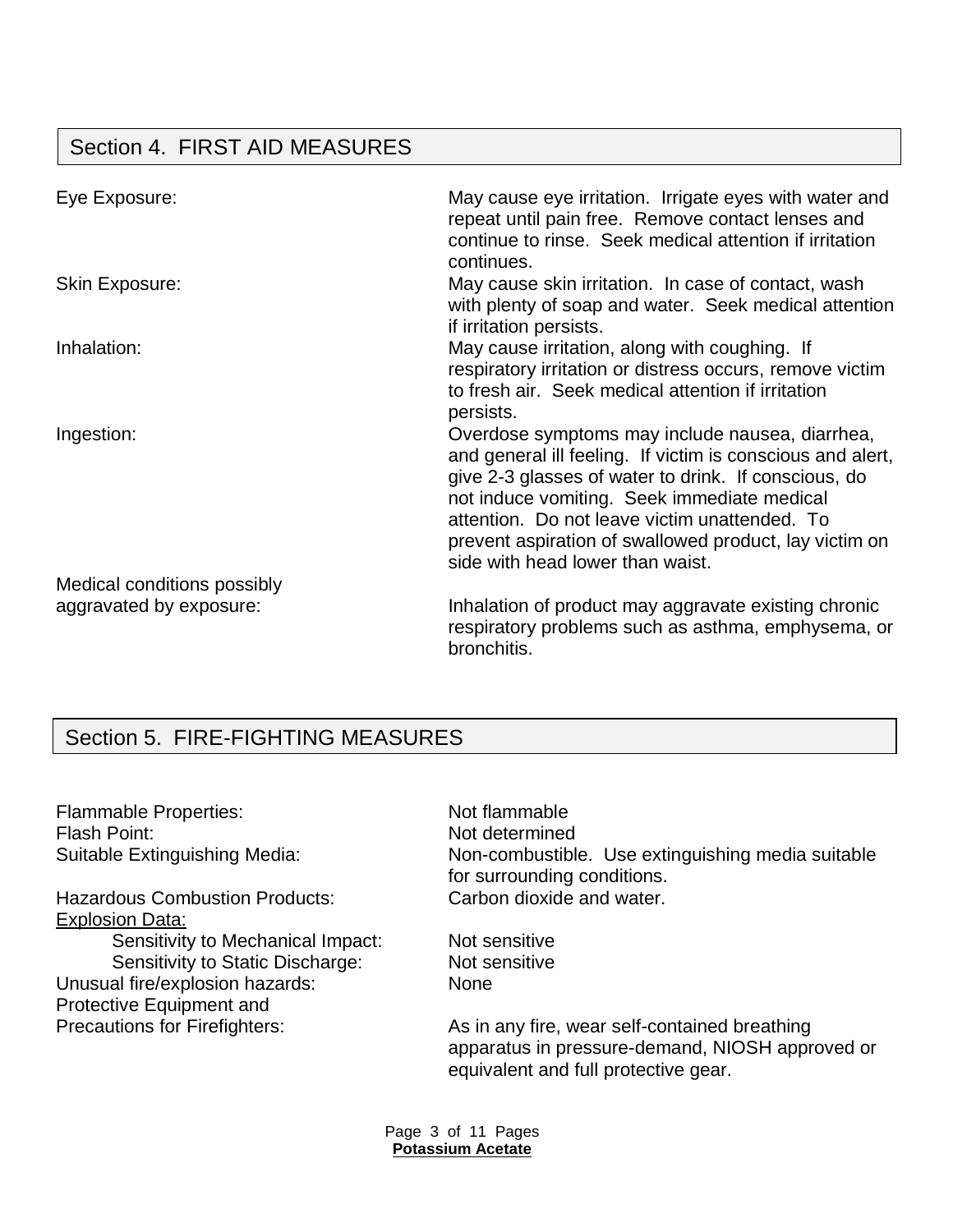## Section 4. FIRST AID MEASURES

| | |
|---|---|
| Eye Exposure: | May cause eye irritation. Irrigate eyes with water and repeat until pain free. Remove contact lenses and continue to rinse. Seek medical attention if irritation continues. |
| Skin Exposure: | May cause skin irritation. In case of contact, wash with plenty of soap and water. Seek medical attention if irritation persists. |
| Inhalation: | May cause irritation, along with coughing. If respiratory irritation or distress occurs, remove victim to fresh air. Seek medical attention if irritation persists. |
| Ingestion: | Overdose symptoms may include nausea, diarrhea, and general ill feeling. If victim is conscious and alert, give 2-3 glasses of water to drink. If conscious, do not induce vomiting. Seek immediate medical attention. Do not leave victim unattended. To prevent aspiration of swallowed product, lay victim on side with head lower than waist. |
| Medical conditions possibly aggravated by exposure: | Inhalation of product may aggravate existing chronic respiratory problems such as asthma, emphysema, or bronchitis. |

## Section 5. FIRE-FIGHTING MEASURES

| | |
|---|---|
| Flammable Properties: | Not flammable |
| Flash Point: | Not determined |
| Suitable Extinguishing Media: | Non-combustible. Use extinguishing media suitable for surrounding conditions. |
| Hazardous Combustion Products: | Carbon dioxide and water. |
| Explosion Data: | |
| Sensitivity to Mechanical Impact: | Not sensitive |
| Sensitivity to Static Discharge: | Not sensitive |
| Unusual fire/explosion hazards: | None |
| Protective Equipment and Precautions for Firefighters: | As in any fire, wear self-contained breathing apparatus in pressure-demand, NIOSH approved or equivalent and full protective gear. |

**Potassium Acetate**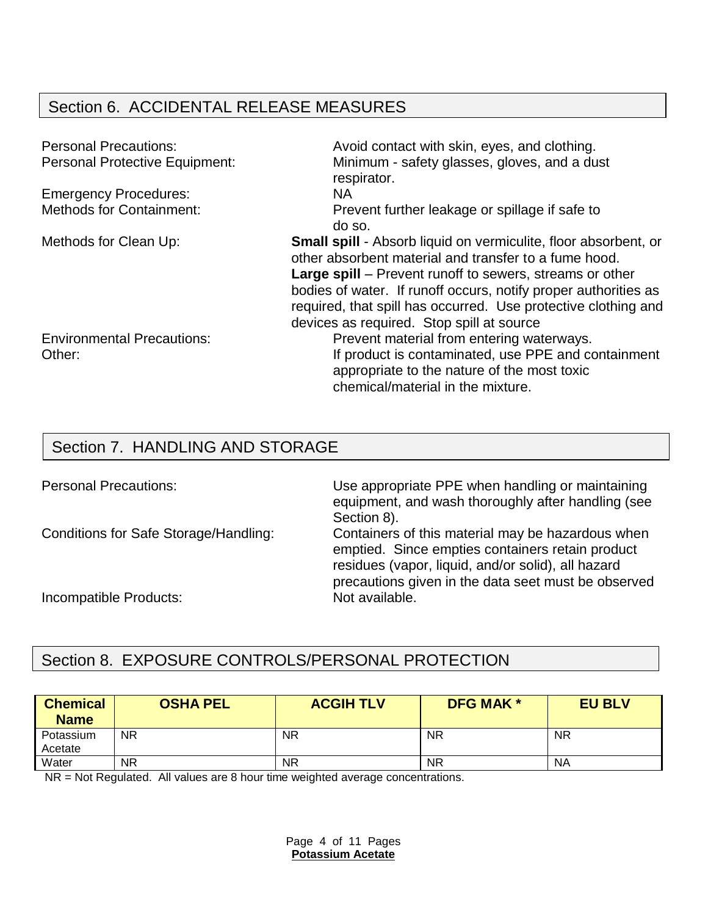## Section 6. ACCIDENTAL RELEASE MEASURES

Personal Precautions: Avoid contact with skin, eyes, and clothing.

Personal Protective Equipment: Minimum - safety glasses, gloves, and a dust respirator.

Emergency Procedures: NA

Methods for Containment: Prevent further leakage or spillage if safe to do so.

Methods for Clean Up: **Small spill** - Absorb liquid on vermiculite, floor absorbent, or other absorbent material and transfer to a fume hood. **Large spill** – Prevent runoff to sewers, streams or other bodies of water. If runoff occurs, notify proper authorities as required, that spill has occurred. Use protective clothing and devices as required. Stop spill at source

Environmental Precautions: Prevent material from entering waterways.

Other: If product is contaminated, use PPE and containment appropriate to the nature of the most toxic chemical/material in the mixture.

## Section 7. HANDLING AND STORAGE

Personal Precautions: Use appropriate PPE when handling or maintaining equipment, and wash thoroughly after handling (see Section 8).

Conditions for Safe Storage/Handling: Containers of this material may be hazardous when emptied. Since empties containers retain product residues (vapor, liquid, and/or solid), all hazard precautions given in the data seet must be observed

Incompatible Products: Not available.

## Section 8. EXPOSURE CONTROLS/PERSONAL PROTECTION

| Chemical Name | OSHA PEL | ACGIH TLV | DFG MAK * | EU BLV |
|---|---|---|---|---|
| Potassium Acetate | NR | NR | NR | NR |
| Water | NR | NR | NR | NA |

NR = Not Regulated. All values are 8 hour time weighted average concentrations.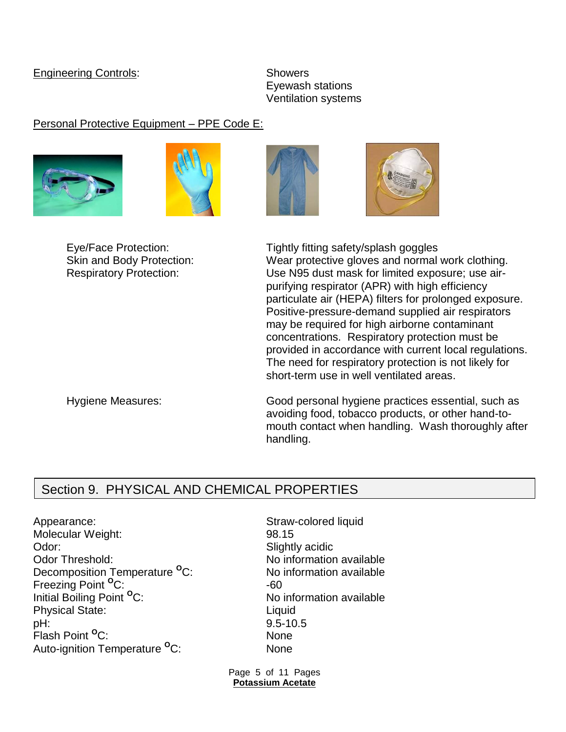Engineering Controls: Showers
Eyewash stations
Ventilation systems

Personal Protective Equipment – PPE Code E:

| | |
|---|---|
| Eye/Face Protection: | Tightly fitting safety/splash goggles |
| Skin and Body Protection: | Wear protective gloves and normal work clothing. |
| Respiratory Protection: | Use N95 dust mask for limited exposure; use air-purifying respirator (APR) with high efficiency particulate air (HEPA) filters for prolonged exposure. Positive-pressure-demand supplied air respirators may be required for high airborne contaminant concentrations. Respiratory protection must be provided in accordance with current local regulations. The need for respiratory protection is not likely for short-term use in well ventilated areas. |
| Hygiene Measures: | Good personal hygiene practices essential, such as avoiding food, tobacco products, or other hand-to-mouth contact when handling. Wash thoroughly after handling. |

## Section 9. PHYSICAL AND CHEMICAL PROPERTIES

| | |
|---|---|
| Appearance: | Straw-colored liquid |
| Molecular Weight: | 98.15 |
| Odor: | Slightly acidic |
| Odor Threshold: | No information available |
| Decomposition Temperature °C: | No information available |
| Freezing Point °C: | -60 |
| Initial Boiling Point °C: | No information available |
| Physical State: | Liquid |
| pH: | 9.5-10.5 |
| Flash Point °C: | None |
| Auto-ignition Temperature °C: | None |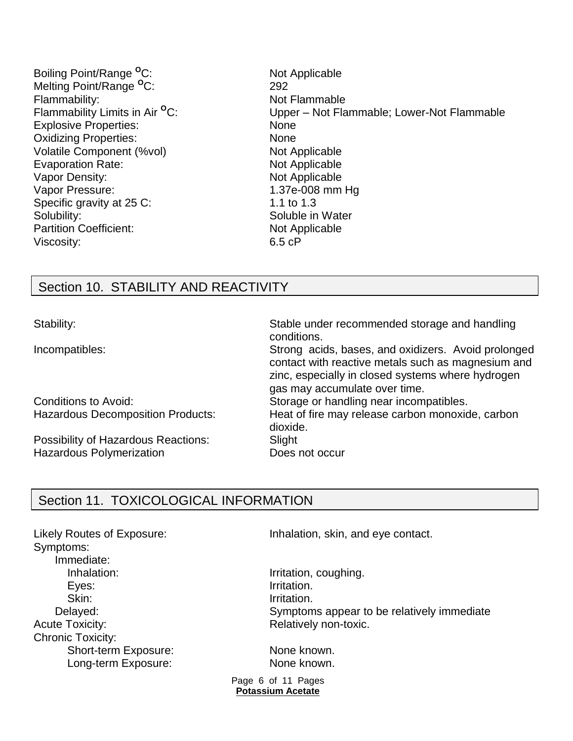| | |
|---|---|
| Boiling Point/Range °C: | Not Applicable |
| Melting Point/Range °C: | 292 |
| Flammability: | Not Flammable |
| Flammability Limits in Air °C: | Upper – Not Flammable; Lower-Not Flammable |
| Explosive Properties: | None |
| Oxidizing Properties: | None |
| Volatile Component (%vol) | Not Applicable |
| Evaporation Rate: | Not Applicable |
| Vapor Density: | Not Applicable |
| Vapor Pressure: | 1.37e-008 mm Hg |
| Specific gravity at 25 C: | 1.1 to 1.3 |
| Solubility: | Soluble in Water |
| Partition Coefficient: | Not Applicable |
| Viscosity: | 6.5 cP |

## Section 10. STABILITY AND REACTIVITY

| | |
|---|---|
| Stability: | Stable under recommended storage and handling conditions. |
| Incompatibles: | Strong acids, bases, and oxidizers. Avoid prolonged contact with reactive metals such as magnesium and zinc, especially in closed systems where hydrogen gas may accumulate over time. |
| Conditions to Avoid: | Storage or handling near incompatibles. |
| Hazardous Decomposition Products: | Heat of fire may release carbon monoxide, carbon dioxide. |
| Possibility of Hazardous Reactions: | Slight |
| Hazardous Polymerization | Does not occur |

## Section 11. TOXICOLOGICAL INFORMATION

| | |
|---|---|
| Likely Routes of Exposure: | Inhalation, skin, and eye contact. |
| Symptoms: | |
| Immediate: | |
| Inhalation: | Irritation, coughing. |
| Eyes: | Irritation. |
| Skin: | Irritation. |
| Delayed: | Symptoms appear to be relatively immediate |
| Acute Toxicity: | Relatively non-toxic. |
| Chronic Toxicity: | |
| Short-term Exposure: | None known. |
| Long-term Exposure: | None known. |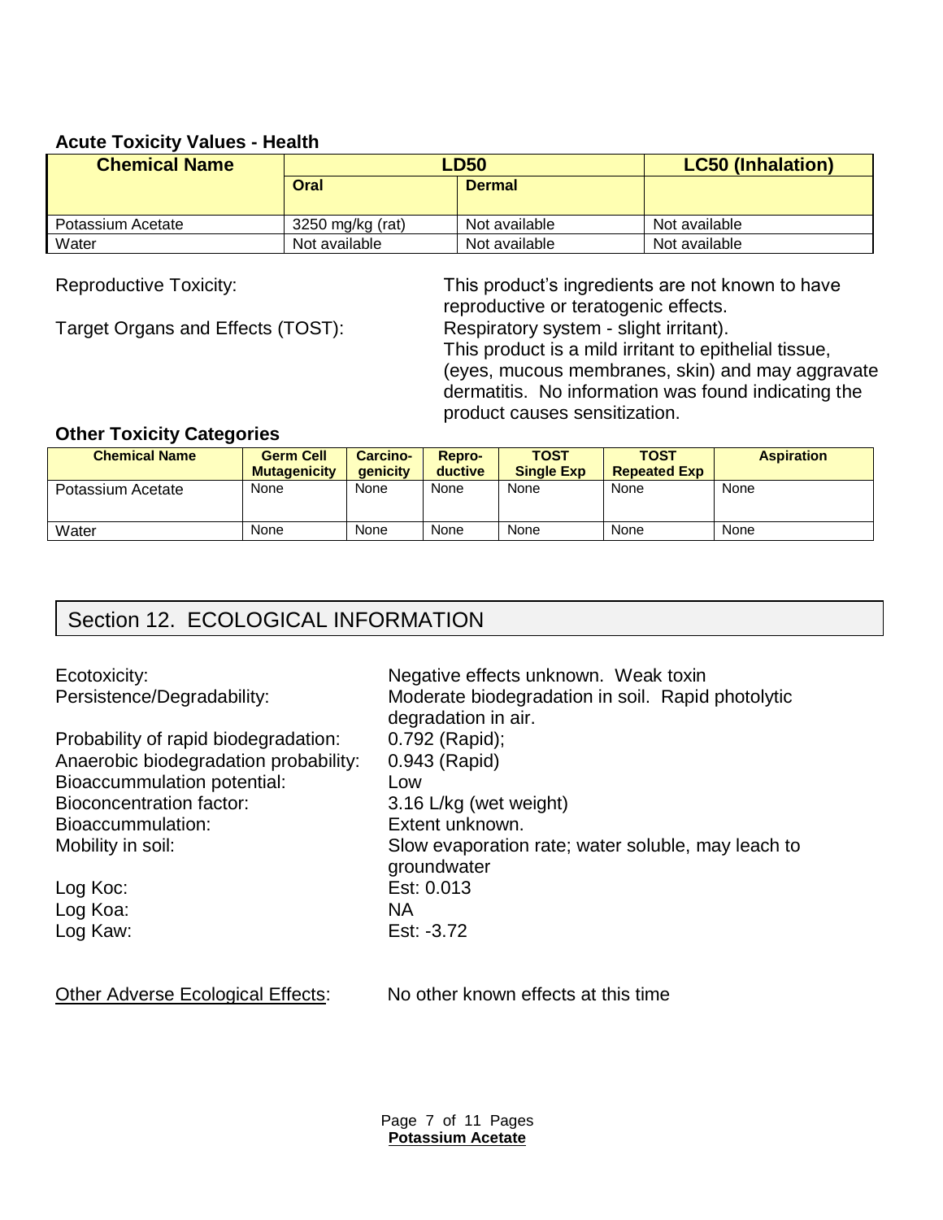### Acute Toxicity Values - Health

| Chemical Name | LD50 | | LC50 (Inhalation) |
|---|---|---|---|
| | Oral | Dermal | |
| Potassium Acetate | 3250 mg/kg (rat) | Not available | Not available |
| Water | Not available | Not available | Not available |

Reproductive Toxicity: This product's ingredients are not known to have reproductive or teratogenic effects.

Target Organs and Effects (TOST): Respiratory system - slight irritant). This product is a mild irritant to epithelial tissue, (eyes, mucous membranes, skin) and may aggravate dermatitis. No information was found indicating the product causes sensitization.

### Other Toxicity Categories

| Chemical Name | Germ Cell Mutagenicity | Carcino-genicity | Repro-ductive | TOST Single Exp | TOST Repeated Exp | Aspiration |
|---|---|---|---|---|---|---|
| Potassium Acetate | None | None | None | None | None | None |
| Water | None | None | None | None | None | None |

## Section 12. ECOLOGICAL INFORMATION

Ecotoxicity: Negative effects unknown. Weak toxin
Persistence/Degradability: Moderate biodegradation in soil. Rapid photolytic degradation in air.
Probability of rapid biodegradation: 0.792 (Rapid);
Anaerobic biodegradation probability: 0.943 (Rapid)
Bioaccummulation potential: Low
Bioconcentration factor: 3.16 L/kg (wet weight)
Bioaccummulation: Extent unknown.
Mobility in soil: Slow evaporation rate; water soluble, may leach to groundwater
Log Koc: Est: 0.013
Log Koa: NA
Log Kaw: Est: -3.72

Other Adverse Ecological Effects: No other known effects at this time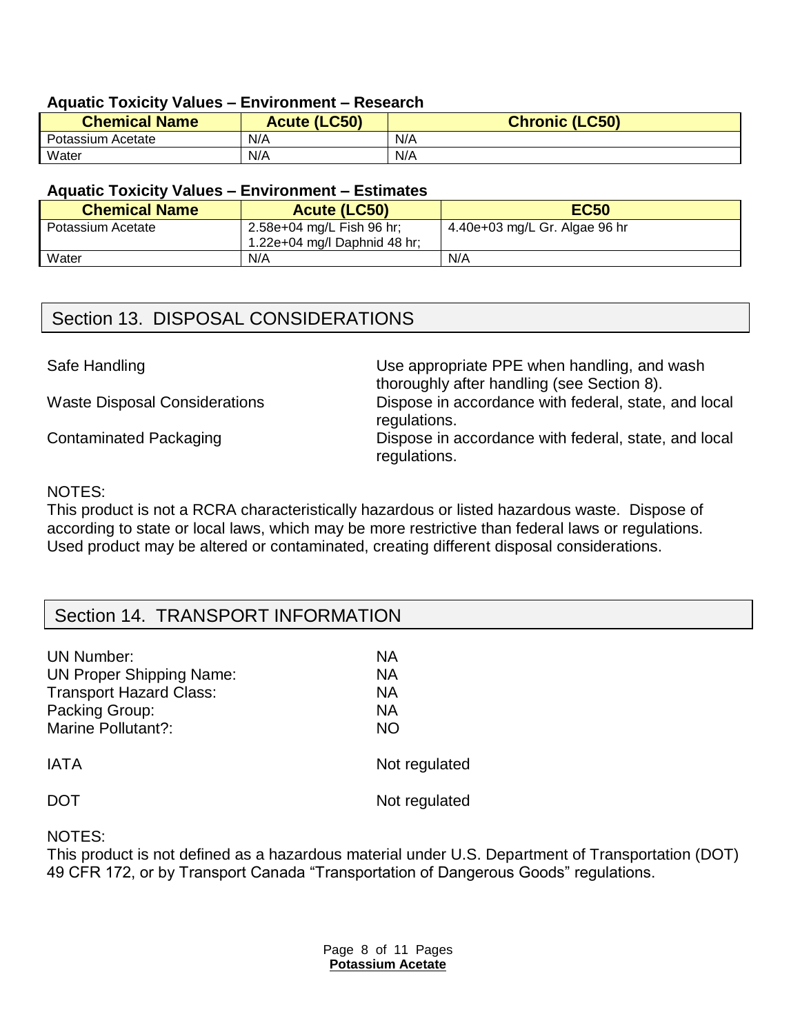### Aquatic Toxicity Values – Environment – Research

| Chemical Name | Acute (LC50) | Chronic (LC50) |
| --- | --- | --- |
| Potassium Acetate | N/A | N/A |
| Water | N/A | N/A |

### Aquatic Toxicity Values – Environment – Estimates

| Chemical Name | Acute (LC50) | EC50 |
| --- | --- | --- |
| Potassium Acetate | 2.58e+04 mg/L Fish 96 hr; 1.22e+04 mg/l Daphnid 48 hr; | 4.40e+03 mg/L Gr. Algae 96 hr |
| Water | N/A | N/A |

## Section 13. DISPOSAL CONSIDERATIONS

| | |
| --- | --- |
| Safe Handling | Use appropriate PPE when handling, and wash thoroughly after handling (see Section 8). |
| Waste Disposal Considerations | Dispose in accordance with federal, state, and local regulations. |
| Contaminated Packaging | Dispose in accordance with federal, state, and local regulations. |

NOTES:
This product is not a RCRA characteristically hazardous or listed hazardous waste. Dispose of according to state or local laws, which may be more restrictive than federal laws or regulations. Used product may be altered or contaminated, creating different disposal considerations.

## Section 14. TRANSPORT INFORMATION

| | |
| --- | --- |
| UN Number: | NA |
| UN Proper Shipping Name: | NA |
| Transport Hazard Class: | NA |
| Packing Group: | NA |
| Marine Pollutant?: | NO |
| IATA | Not regulated |
| DOT | Not regulated |

NOTES:
This product is not defined as a hazardous material under U.S. Department of Transportation (DOT) 49 CFR 172, or by Transport Canada "Transportation of Dangerous Goods" regulations.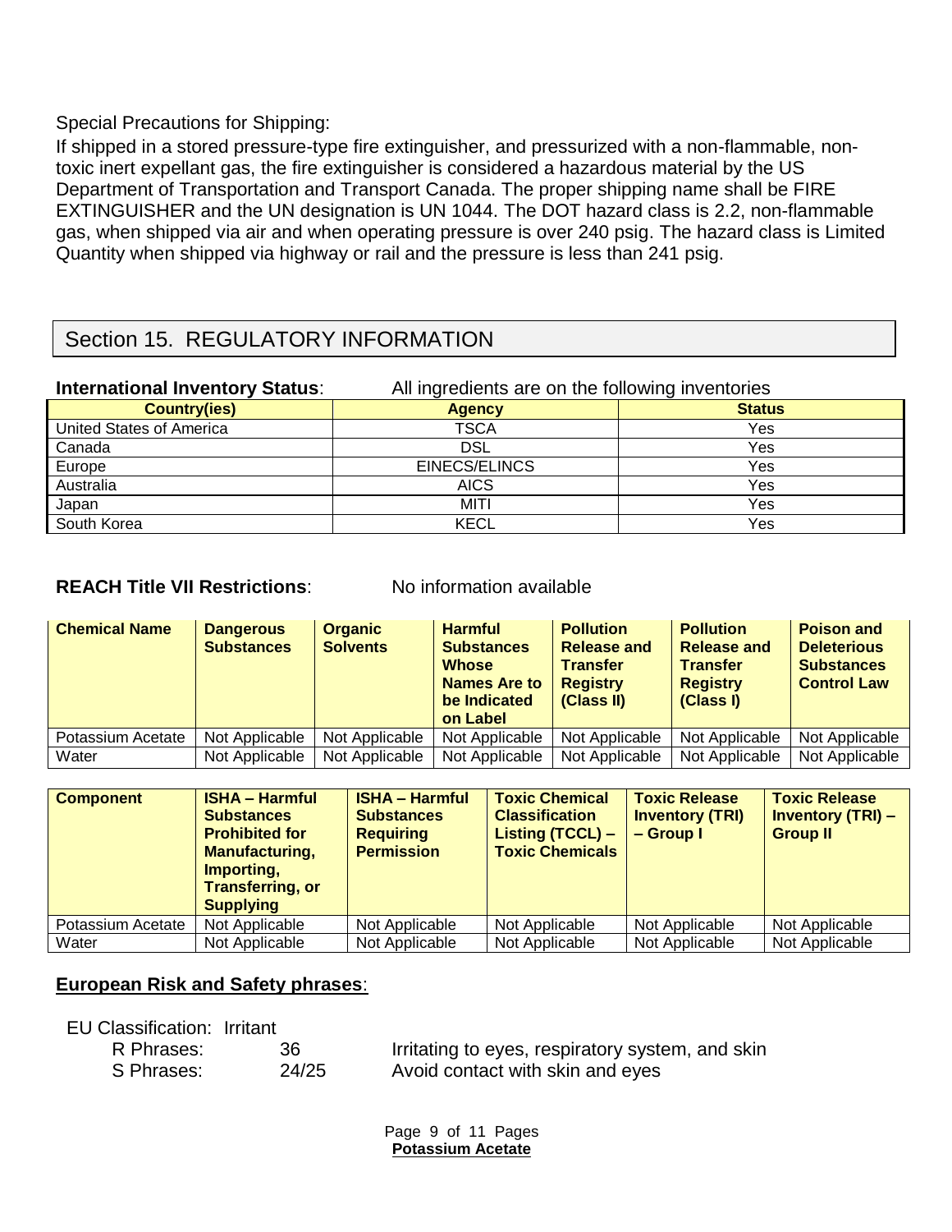Special Precautions for Shipping:

If shipped in a stored pressure-type fire extinguisher, and pressurized with a non-flammable, non-toxic inert expellant gas, the fire extinguisher is considered a hazardous material by the US Department of Transportation and Transport Canada. The proper shipping name shall be FIRE EXTINGUISHER and the UN designation is UN 1044. The DOT hazard class is 2.2, non-flammable gas, when shipped via air and when operating pressure is over 240 psig. The hazard class is Limited Quantity when shipped via highway or rail and the pressure is less than 241 psig.

## Section 15. REGULATORY INFORMATION

**International Inventory Status**: All ingredients are on the following inventories

| Country(ies) | Agency | Status |
|---|---|---|
| United States of America | TSCA | Yes |
| Canada | DSL | Yes |
| Europe | EINECS/ELINCS | Yes |
| Australia | AICS | Yes |
| Japan | MITI | Yes |
| South Korea | KECL | Yes |

**REACH Title VII Restrictions**: No information available

| Chemical Name | Dangerous Substances | Organic Solvents | Harmful Substances Whose Names Are to be Indicated on Label | Pollution Release and Transfer Registry (Class II) | Pollution Release and Transfer Registry (Class I) | Poison and Deleterious Substances Control Law |
|---|---|---|---|---|---|---|
| Potassium Acetate | Not Applicable | Not Applicable | Not Applicable | Not Applicable | Not Applicable | Not Applicable |
| Water | Not Applicable | Not Applicable | Not Applicable | Not Applicable | Not Applicable | Not Applicable |

| Component | ISHA – Harmful Substances Prohibited for Manufacturing, Importing, Transferring, or Supplying | ISHA – Harmful Substances Requiring Permission | Toxic Chemical Classification Listing (TCCL) – Toxic Chemicals | Toxic Release Inventory (TRI) – Group I | Toxic Release Inventory (TRI) – Group II |
|---|---|---|---|---|---|
| Potassium Acetate | Not Applicable | Not Applicable | Not Applicable | Not Applicable | Not Applicable |
| Water | Not Applicable | Not Applicable | Not Applicable | Not Applicable | Not Applicable |

**European Risk and Safety phrases**:

EU Classification: Irritant

| | | |
|---|---|---|
| R Phrases: | 36 | Irritating to eyes, respiratory system, and skin |
| S Phrases: | 24/25 | Avoid contact with skin and eyes |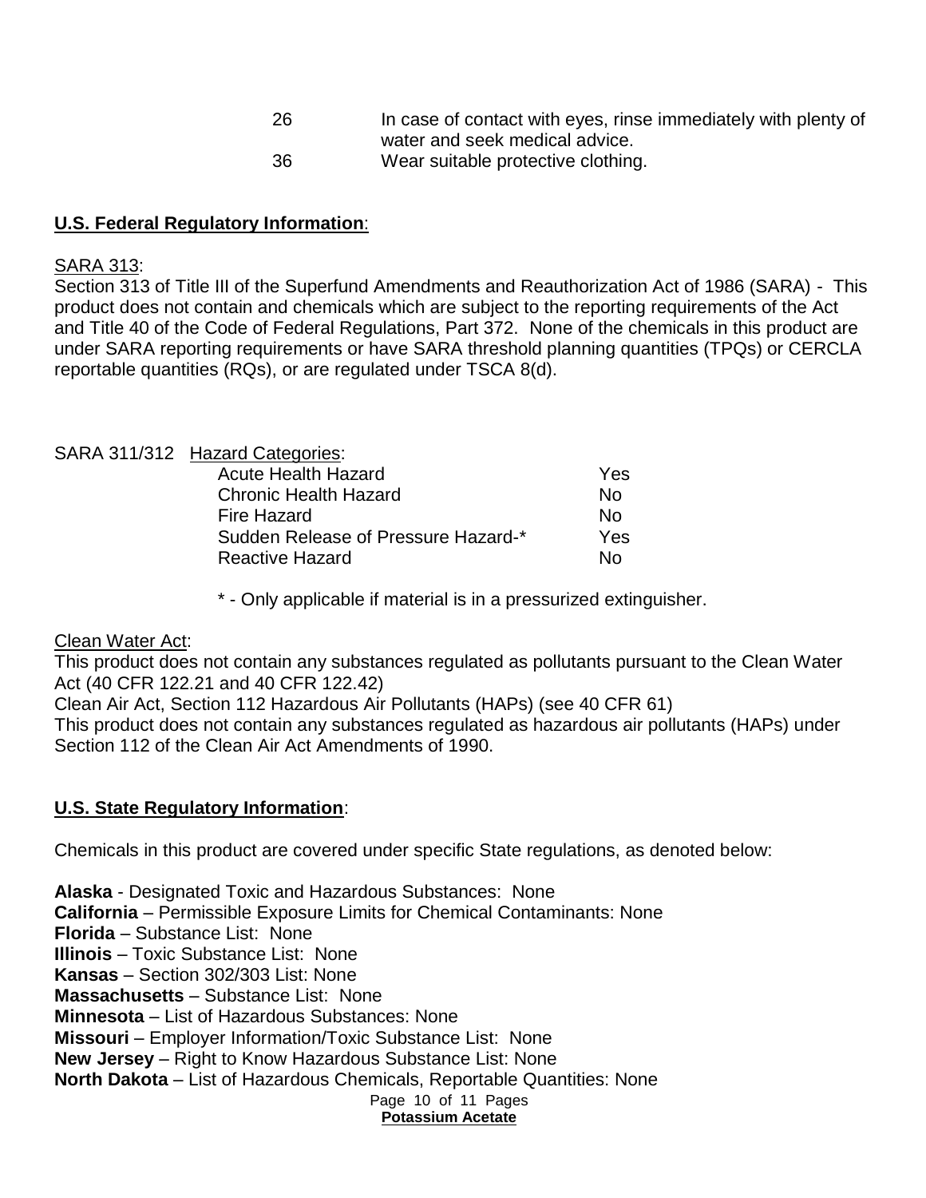| | |
|---|---|
| 26 | In case of contact with eyes, rinse immediately with plenty of water and seek medical advice. |
| 36 | Wear suitable protective clothing. |

**U.S. Federal Regulatory Information**:

SARA 313:

Section 313 of Title III of the Superfund Amendments and Reauthorization Act of 1986 (SARA) - This product does not contain and chemicals which are subject to the reporting requirements of the Act and Title 40 of the Code of Federal Regulations, Part 372. None of the chemicals in this product are under SARA reporting requirements or have SARA threshold planning quantities (TPQs) or CERCLA reportable quantities (RQs), or are regulated under TSCA 8(d).

SARA 311/312 Hazard Categories:

| | |
|---|---|
| Acute Health Hazard | Yes |
| Chronic Health Hazard | No |
| Fire Hazard | No |
| Sudden Release of Pressure Hazard-* | Yes |
| Reactive Hazard | No |

\* - Only applicable if material is in a pressurized extinguisher.

Clean Water Act:

This product does not contain any substances regulated as pollutants pursuant to the Clean Water Act (40 CFR 122.21 and 40 CFR 122.42)

Clean Air Act, Section 112 Hazardous Air Pollutants (HAPs) (see 40 CFR 61)

This product does not contain any substances regulated as hazardous air pollutants (HAPs) under Section 112 of the Clean Air Act Amendments of 1990.

**U.S. State Regulatory Information**:

Chemicals in this product are covered under specific State regulations, as denoted below:

**Alaska** - Designated Toxic and Hazardous Substances: None
**California** – Permissible Exposure Limits for Chemical Contaminants: None
**Florida** – Substance List: None
**Illinois** – Toxic Substance List: None
**Kansas** – Section 302/303 List: None
**Massachusetts** – Substance List: None
**Minnesota** – List of Hazardous Substances: None
**Missouri** – Employer Information/Toxic Substance List: None
**New Jersey** – Right to Know Hazardous Substance List: None
**North Dakota** – List of Hazardous Chemicals, Reportable Quantities: None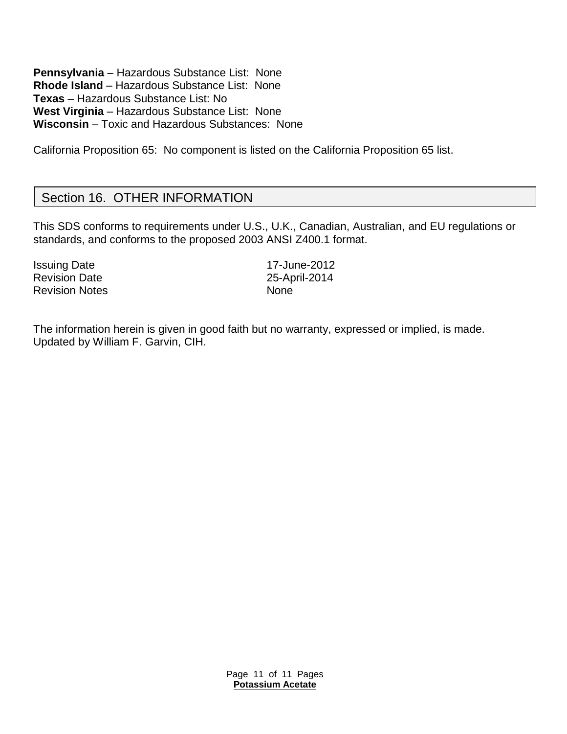**Pennsylvania** – Hazardous Substance List: None
**Rhode Island** – Hazardous Substance List: None
**Texas** – Hazardous Substance List: No
**West Virginia** – Hazardous Substance List: None
**Wisconsin** – Toxic and Hazardous Substances: None

California Proposition 65: No component is listed on the California Proposition 65 list.

## Section 16. OTHER INFORMATION

This SDS conforms to requirements under U.S., U.K., Canadian, Australian, and EU regulations or standards, and conforms to the proposed 2003 ANSI Z400.1 format.

| | |
|---|---|
| Issuing Date | 17-June-2012 |
| Revision Date | 25-April-2014 |
| Revision Notes | None |

The information herein is given in good faith but no warranty, expressed or implied, is made.
Updated by William F. Garvin, CIH.